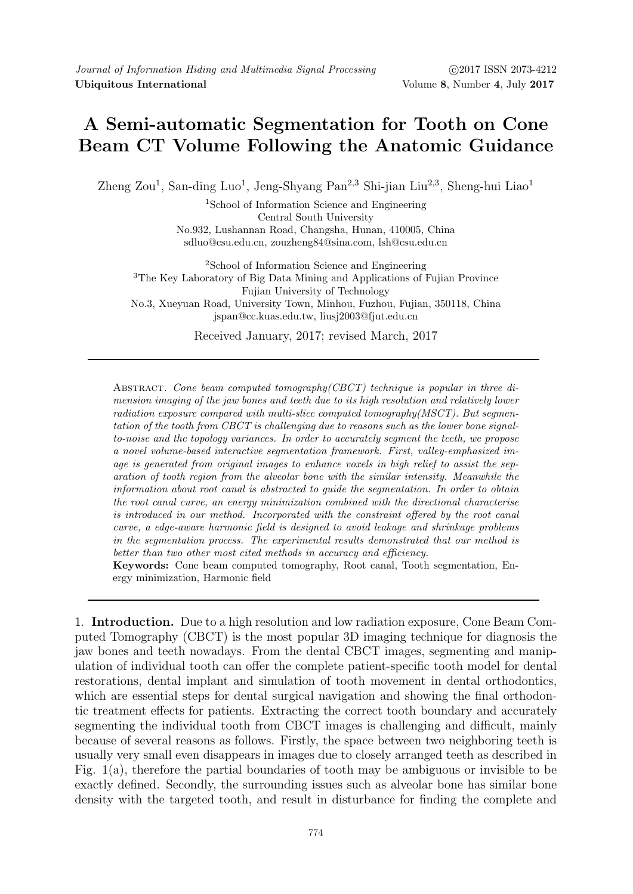# A Semi-automatic Segmentation for Tooth on Cone Beam CT Volume Following the Anatomic Guidance

Zheng Zou[1], San-ding Luo[1], Jeng-Shyang Pan[2,3] Shi-jian Liu[2,3], Sheng-hui Liao[1]

[1]School of Information Science and Engineering
Central South University
No.932, Lushannan Road, Changsha, Hunan, 410005, China
sdluo@csu.edu.cn, zouzheng84@sina.com, lsh@csu.edu.cn

[2]School of Information Science and Engineering
[3]The Key Laboratory of Big Data Mining and Applications of Fujian Province
Fujian University of Technology
No.3, Xueyuan Road, University Town, Minhou, Fuzhou, Fujian, 350118, China
jspan@cc.kuas.edu.tw, liusj2003@fjut.edu.cn

Received January, 2017; revised March, 2017

Abstract. *Cone beam computed tomography(CBCT) technique is popular in three dimension imaging of the jaw bones and teeth due to its high resolution and relatively lower radiation exposure compared with multi-slice computed tomography(MSCT). But segmentation of the tooth from CBCT is challenging due to reasons such as the lower bone signal-to-noise and the topology variances. In order to accurately segment the teeth, we propose a novel volume-based interactive segmentation framework. First, valley-emphasized image is generated from original images to enhance voxels in high relief to assist the separation of tooth region from the alveolar bone with the similar intensity. Meanwhile the information about root canal is abstracted to guide the segmentation. In order to obtain the root canal curve, an energy minimization combined with the directional characterise is introduced in our method. Incorporated with the constraint offered by the root canal curve, a edge-aware harmonic field is designed to avoid leakage and shrinkage problems in the segmentation process. The experimental results demonstrated that our method is better than two other most cited methods in accuracy and efficiency.*

**Keywords:** Cone beam computed tomography, Root canal, Tooth segmentation, Energy minimization, Harmonic field

## 1. Introduction.

Due to a high resolution and low radiation exposure, Cone Beam Computed Tomography (CBCT) is the most popular 3D imaging technique for diagnosis the jaw bones and teeth nowadays. From the dental CBCT images, segmenting and manipulation of individual tooth can offer the complete patient-specific tooth model for dental restorations, dental implant and simulation of tooth movement in dental orthodontics, which are essential steps for dental surgical navigation and showing the final orthodontic treatment effects for patients. Extracting the correct tooth boundary and accurately segmenting the individual tooth from CBCT images is challenging and difficult, mainly because of several reasons as follows. Firstly, the space between two neighboring teeth is usually very small even disappears in images due to closely arranged teeth as described in Fig. 1(a), therefore the partial boundaries of tooth may be ambiguous or invisible to be exactly defined. Secondly, the surrounding issues such as alveolar bone has similar bone density with the targeted tooth, and result in disturbance for finding the complete and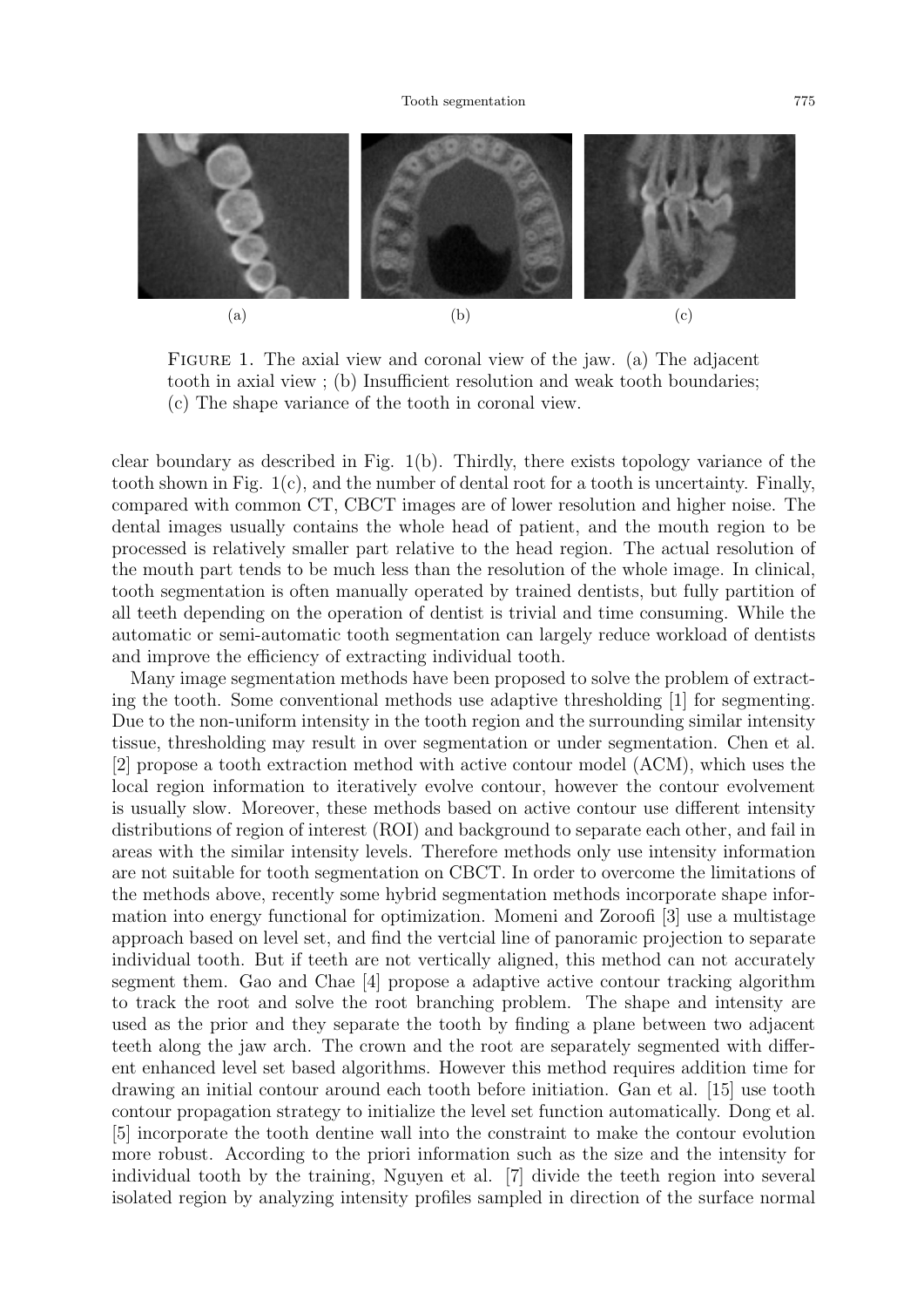(a) (b) (c)

FIGURE 1. The axial view and coronal view of the jaw. (a) The adjacent tooth in axial view ; (b) Insufficient resolution and weak tooth boundaries; (c) The shape variance of the tooth in coronal view.

clear boundary as described in Fig. 1(b). Thirdly, there exists topology variance of the tooth shown in Fig. 1(c), and the number of dental root for a tooth is uncertainty. Finally, compared with common CT, CBCT images are of lower resolution and higher noise. The dental images usually contains the whole head of patient, and the mouth region to be processed is relatively smaller part relative to the head region. The actual resolution of the mouth part tends to be much less than the resolution of the whole image. In clinical, tooth segmentation is often manually operated by trained dentists, but fully partition of all teeth depending on the operation of dentist is trivial and time consuming. While the automatic or semi-automatic tooth segmentation can largely reduce workload of dentists and improve the efficiency of extracting individual tooth.

Many image segmentation methods have been proposed to solve the problem of extracting the tooth. Some conventional methods use adaptive thresholding [1] for segmenting. Due to the non-uniform intensity in the tooth region and the surrounding similar intensity tissue, thresholding may result in over segmentation or under segmentation. Chen et al. [2] propose a tooth extraction method with active contour model (ACM), which uses the local region information to iteratively evolve contour, however the contour evolvement is usually slow. Moreover, these methods based on active contour use different intensity distributions of region of interest (ROI) and background to separate each other, and fail in areas with the similar intensity levels. Therefore methods only use intensity information are not suitable for tooth segmentation on CBCT. In order to overcome the limitations of the methods above, recently some hybrid segmentation methods incorporate shape information into energy functional for optimization. Momeni and Zoroofi [3] use a multistage approach based on level set, and find the vertcial line of panoramic projection to separate individual tooth. But if teeth are not vertically aligned, this method can not accurately segment them. Gao and Chae [4] propose a adaptive active contour tracking algorithm to track the root and solve the root branching problem. The shape and intensity are used as the prior and they separate the tooth by finding a plane between two adjacent teeth along the jaw arch. The crown and the root are separately segmented with different enhanced level set based algorithms. However this method requires addition time for drawing an initial contour around each tooth before initiation. Gan et al. [15] use tooth contour propagation strategy to initialize the level set function automatically. Dong et al. [5] incorporate the tooth dentine wall into the constraint to make the contour evolution more robust. According to the priori information such as the size and the intensity for individual tooth by the training, Nguyen et al. [7] divide the teeth region into several isolated region by analyzing intensity profiles sampled in direction of the surface normal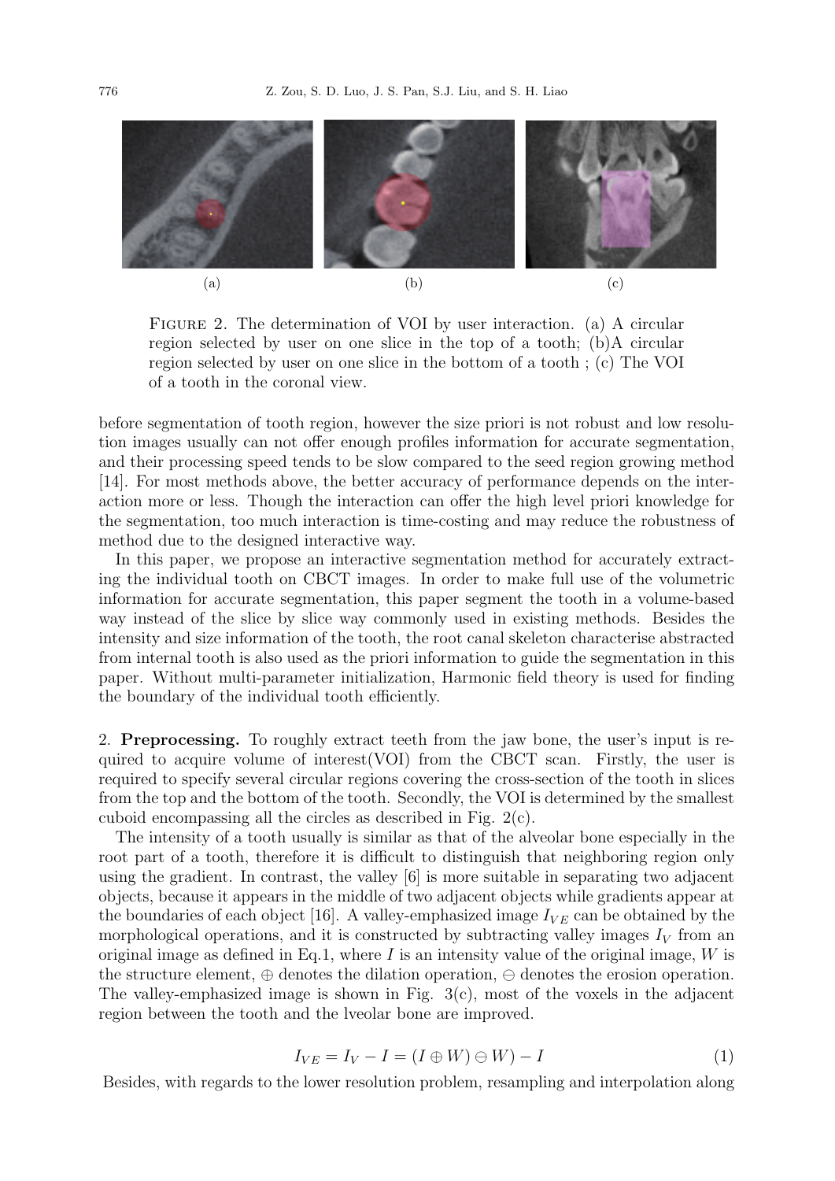(a) (b) (c)

Figure 2. The determination of VOI by user interaction. (a) A circular region selected by user on one slice in the top of a tooth; (b)A circular region selected by user on one slice in the bottom of a tooth ; (c) The VOI of a tooth in the coronal view.

before segmentation of tooth region, however the size priori is not robust and low resolution images usually can not offer enough profiles information for accurate segmentation, and their processing speed tends to be slow compared to the seed region growing method [14]. For most methods above, the better accuracy of performance depends on the interaction more or less. Though the interaction can offer the high level priori knowledge for the segmentation, too much interaction is time-costing and may reduce the robustness of method due to the designed interactive way.

In this paper, we propose an interactive segmentation method for accurately extracting the individual tooth on CBCT images. In order to make full use of the volumetric information for accurate segmentation, this paper segment the tooth in a volume-based way instead of the slice by slice way commonly used in existing methods. Besides the intensity and size information of the tooth, the root canal skeleton characterise abstracted from internal tooth is also used as the priori information to guide the segmentation in this paper. Without multi-parameter initialization, Harmonic field theory is used for finding the boundary of the individual tooth efficiently.

## 2. Preprocessing.

To roughly extract teeth from the jaw bone, the user's input is required to acquire volume of interest(VOI) from the CBCT scan. Firstly, the user is required to specify several circular regions covering the cross-section of the tooth in slices from the top and the bottom of the tooth. Secondly, the VOI is determined by the smallest cuboid encompassing all the circles as described in Fig. 2(c).

The intensity of a tooth usually is similar as that of the alveolar bone especially in the root part of a tooth, therefore it is difficult to distinguish that neighboring region only using the gradient. In contrast, the valley [6] is more suitable in separating two adjacent objects, because it appears in the middle of two adjacent objects while gradients appear at the boundaries of each object [16]. A valley-emphasized image $I_{VE}$ can be obtained by the morphological operations, and it is constructed by subtracting valley images $I_V$ from an original image as defined in Eq.1, where $I$ is an intensity value of the original image, $W$ is the structure element, $\oplus$ denotes the dilation operation, $\ominus$ denotes the erosion operation. The valley-emphasized image is shown in Fig. 3(c), most of the voxels in the adjacent region between the tooth and the lveolar bone are improved.

$$I_{VE} = I_V - I = (I \oplus W) \ominus W) - I \tag{1}$$

Besides, with regards to the lower resolution problem, resampling and interpolation along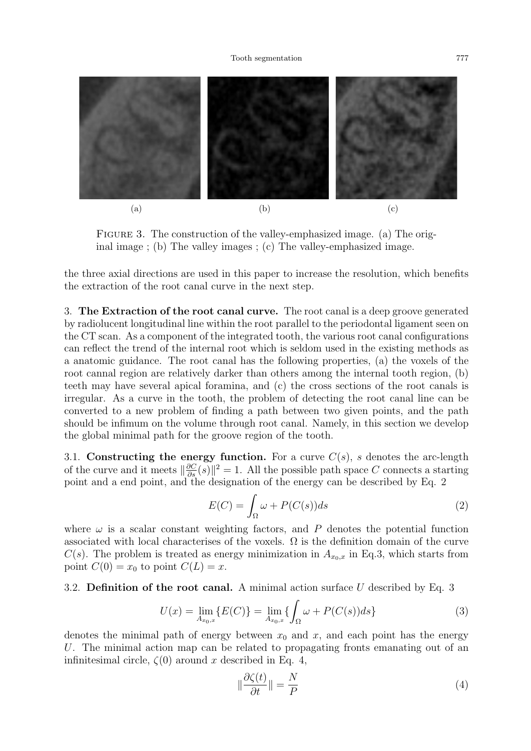(a) (b) (c)

FIGURE 3. The construction of the valley-emphasized image. (a) The original image ; (b) The valley images ; (c) The valley-emphasized image.

the three axial directions are used in this paper to increase the resolution, which benefits the extraction of the root canal curve in the next step.

## 3. The Extraction of the root canal curve.

The root canal is a deep groove generated by radiolucent longitudinal line within the root parallel to the periodontal ligament seen on the CT scan. As a component of the integrated tooth, the various root canal configurations can reflect the trend of the internal root which is seldom used in the existing methods as a anatomic guidance. The root canal has the following properties, (a) the voxels of the root cannal region are relatively darker than others among the internal tooth region, (b) teeth may have several apical foramina, and (c) the cross sections of the root canals is irregular. As a curve in the tooth, the problem of detecting the root canal line can be converted to a new problem of finding a path between two given points, and the path should be infimum on the volume through root canal. Namely, in this section we develop the global minimal path for the groove region of the tooth.

### 3.1. Constructing the energy function.

For a curve $C(s)$, $s$ denotes the arc-length of the curve and it meets $\|\frac{\partial C}{\partial s}(s)\|^2 = 1$. All the possible path space $C$ connects a starting point and a end point, and the designation of the energy can be described by Eq. 2

$$E(C) = \int_{\Omega} \omega + P(C(s))ds \tag{2}$$

where $\omega$ is a scalar constant weighting factors, and $P$ denotes the potential function associated with local characterises of the voxels. $\Omega$ is the definition domain of the curve $C(s)$. The problem is treated as energy minimization in $A_{x_0,x}$ in Eq.3, which starts from point $C(0) = x_0$ to point $C(L) = x$.

### 3.2. Definition of the root canal.

A minimal action surface $U$ described by Eq. 3

$$U(x) = \lim_{A_{x_0,x}} \{E(C)\} = \lim_{A_{x_0,x}} \{\int_{\Omega} \omega + P(C(s))ds\} \tag{3}$$

denotes the minimal path of energy between $x_0$ and $x$, and each point has the energy $U$. The minimal action map can be related to propagating fronts emanating out of an infinitesimal circle, $\zeta(0)$ around $x$ described in Eq. 4,

$$\|\frac{\partial \zeta(t)}{\partial t}\| = \frac{N}{P} \tag{4}$$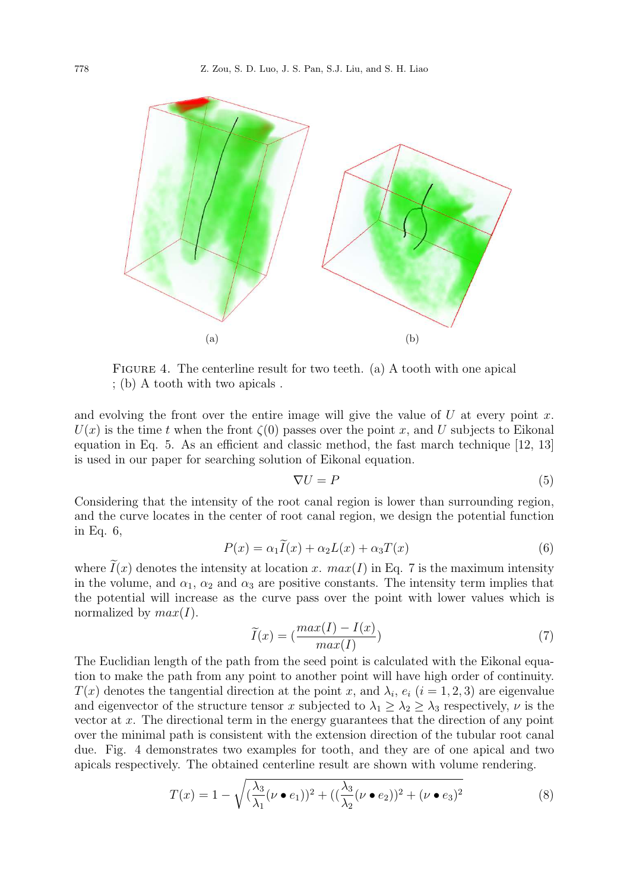(a)

(b)

FIGURE 4. The centerline result for two teeth. (a) A tooth with one apical ; (b) A tooth with two apicals .

and evolving the front over the entire image will give the value of $U$ at every point $x$. $U(x)$ is the time $t$ when the front $\zeta(0)$ passes over the point $x$, and $U$ subjects to Eikonal equation in Eq. 5. As an efficient and classic method, the fast march technique [12, 13] is used in our paper for searching solution of Eikonal equation.

$$\nabla U = P \tag{5}$$

Considering that the intensity of the root canal region is lower than surrounding region, and the curve locates in the center of root canal region, we design the potential function in Eq. 6,

$$P(x) = \alpha_1 \widetilde{I}(x) + \alpha_2 L(x) + \alpha_3 T(x) \tag{6}$$

where $\widetilde{I}(x)$ denotes the intensity at location $x$. $max(I)$ in Eq. 7 is the maximum intensity in the volume, and $\alpha_1$, $\alpha_2$ and $\alpha_3$ are positive constants. The intensity term implies that the potential will increase as the curve pass over the point with lower values which is normalized by $max(I)$.

$$\widetilde{I}(x) = (\frac{max(I) - I(x)}{max(I)}) \tag{7}$$

The Euclidian length of the path from the seed point is calculated with the Eikonal equation to make the path from any point to another point will have high order of continuity. $T(x)$ denotes the tangential direction at the point $x$, and $\lambda_i$, $e_i$ $(i = 1, 2, 3)$ are eigenvalue and eigenvector of the structure tensor $x$ subjected to $\lambda_1 \geq \lambda_2 \geq \lambda_3$ respectively, $\nu$ is the vector at $x$. The directional term in the energy guarantees that the direction of any point over the minimal path is consistent with the extension direction of the tubular root canal due. Fig. 4 demonstrates two examples for tooth, and they are of one apical and two apicals respectively. The obtained centerline result are shown with volume rendering.

$$T(x) = 1 - \sqrt{(\frac{\lambda_3}{\lambda_1}(\nu \bullet e_1))^2 + ((\frac{\lambda_3}{\lambda_2}(\nu \bullet e_2))^2 + (\nu \bullet e_3)^2} \tag{8}$$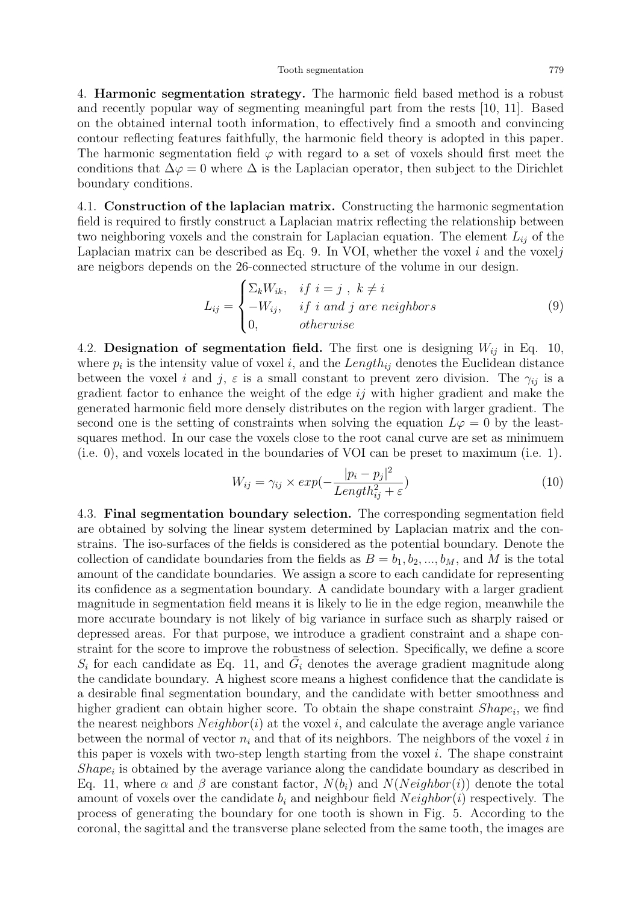## 4. Harmonic segmentation strategy.

The harmonic field based method is a robust and recently popular way of segmenting meaningful part from the rests [10, 11]. Based on the obtained internal tooth information, to effectively find a smooth and convincing contour reflecting features faithfully, the harmonic field theory is adopted in this paper. The harmonic segmentation field $\varphi$ with regard to a set of voxels should first meet the conditions that $\Delta\varphi = 0$ where $\Delta$ is the Laplacian operator, then subject to the Dirichlet boundary conditions.

### 4.1. Construction of the laplacian matrix.

Constructing the harmonic segmentation field is required to firstly construct a Laplacian matrix reflecting the relationship between two neighboring voxels and the constrain for Laplacian equation. The element $L_{ij}$ of the Laplacian matrix can be described as Eq. 9. In VOI, whether the voxel $i$ and the voxel$j$ are neigbors depends on the 26-connected structure of the volume in our design.

$$L_{ij} = \begin{cases} \Sigma_k W_{ik}, & if\ i = j\ ,\ k \neq i \\ -W_{ij}, & if\ i\ and\ j\ are\ neighbors \\ 0, & otherwise \end{cases} \tag{9}$$

### 4.2. Designation of segmentation field.

The first one is designing $W_{ij}$ in Eq. 10, where $p_i$ is the intensity value of voxel $i$, and the $Length_{ij}$ denotes the Euclidean distance between the voxel $i$ and $j$, $\varepsilon$ is a small constant to prevent zero division. The $\gamma_{ij}$ is a gradient factor to enhance the weight of the edge $ij$ with higher gradient and make the generated harmonic field more densely distributes on the region with larger gradient. The second one is the setting of constraints when solving the equation $L\varphi = 0$ by the least-squares method. In our case the voxels close to the root canal curve are set as minimuem (i.e. 0), and voxels located in the boundaries of VOI can be preset to maximum (i.e. 1).

$$W_{ij} = \gamma_{ij} \times exp(-\frac{|p_i - p_j|^2}{Length_{ij}^2 + \varepsilon}) \tag{10}$$

### 4.3. Final segmentation boundary selection.

The corresponding segmentation field are obtained by solving the linear system determined by Laplacian matrix and the constrains. The iso-surfaces of the fields is considered as the potential boundary. Denote the collection of candidate boundaries from the fields as $B = b_1, b_2, ..., b_M$, and $M$ is the total amount of the candidate boundaries. We assign a score to each candidate for representing its confidence as a segmentation boundary. A candidate boundary with a larger gradient magnitude in segmentation field means it is likely to lie in the edge region, meanwhile the more accurate boundary is not likely of big variance in surface such as sharply raised or depressed areas. For that purpose, we introduce a gradient constraint and a shape constraint for the score to improve the robustness of selection. Specifically, we define a score $S_i$ for each candidate as Eq. 11, and $\bar{G}_i$ denotes the average gradient magnitude along the candidate boundary. A highest score means a highest confidence that the candidate is a desirable final segmentation boundary, and the candidate with better smoothness and higher gradient can obtain higher score. To obtain the shape constraint $Shape_i$, we find the nearest neighbors $Neighbor(i)$ at the voxel $i$, and calculate the average angle variance between the normal of vector $n_i$ and that of its neighbors. The neighbors of the voxel $i$ in this paper is voxels with two-step length starting from the voxel $i$. The shape constraint $Shape_i$ is obtained by the average variance along the candidate boundary as described in Eq. 11, where $\alpha$ and $\beta$ are constant factor, $N(b_i)$ and $N(Neighbor(i))$ denote the total amount of voxels over the candidate $b_i$ and neighbour field $Neighbor(i)$ respectively. The process of generating the boundary for one tooth is shown in Fig. 5. According to the coronal, the sagittal and the transverse plane selected from the same tooth, the images are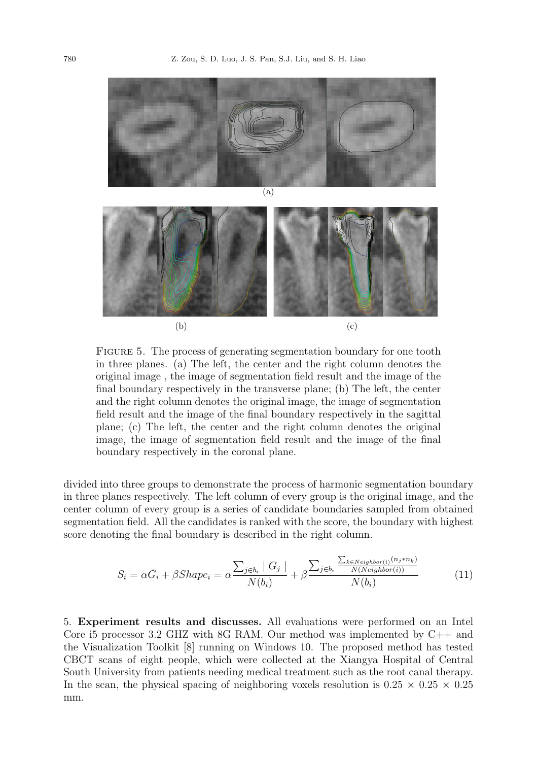(a)

(b) (c)

Figure 5. The process of generating segmentation boundary for one tooth in three planes. (a) The left, the center and the right column denotes the original image , the image of segmentation field result and the image of the final boundary respectively in the transverse plane; (b) The left, the center and the right column denotes the original image, the image of segmentation field result and the image of the final boundary respectively in the sagittal plane; (c) The left, the center and the right column denotes the original image, the image of segmentation field result and the image of the final boundary respectively in the coronal plane.

divided into three groups to demonstrate the process of harmonic segmentation boundary in three planes respectively. The left column of every group is the original image, and the center column of every group is a series of candidate boundaries sampled from obtained segmentation field. All the candidates is ranked with the score, the boundary with highest score denoting the final boundary is described in the right column.

$$S_i = \alpha \bar{G}_i + \beta Shape_i = \alpha \frac{\sum_{j \in b_i} \mid G_j \mid}{N(b_i)} + \beta \frac{\sum_{j \in b_i} \frac{\sum_{k \in Neighbor(i)} (n_j * n_k)}{N(Neighbor(i))}}{N(b_i)} \tag{11}$$

5. **Experiment results and discusses.** All evaluations were performed on an Intel Core i5 processor 3.2 GHZ with 8G RAM. Our method was implemented by C++ and the Visualization Toolkit [8] running on Windows 10. The proposed method has tested CBCT scans of eight people, which were collected at the Xiangya Hospital of Central South University from patients needing medical treatment such as the root canal therapy. In the scan, the physical spacing of neighboring voxels resolution is $0.25 \times 0.25 \times 0.25$ mm.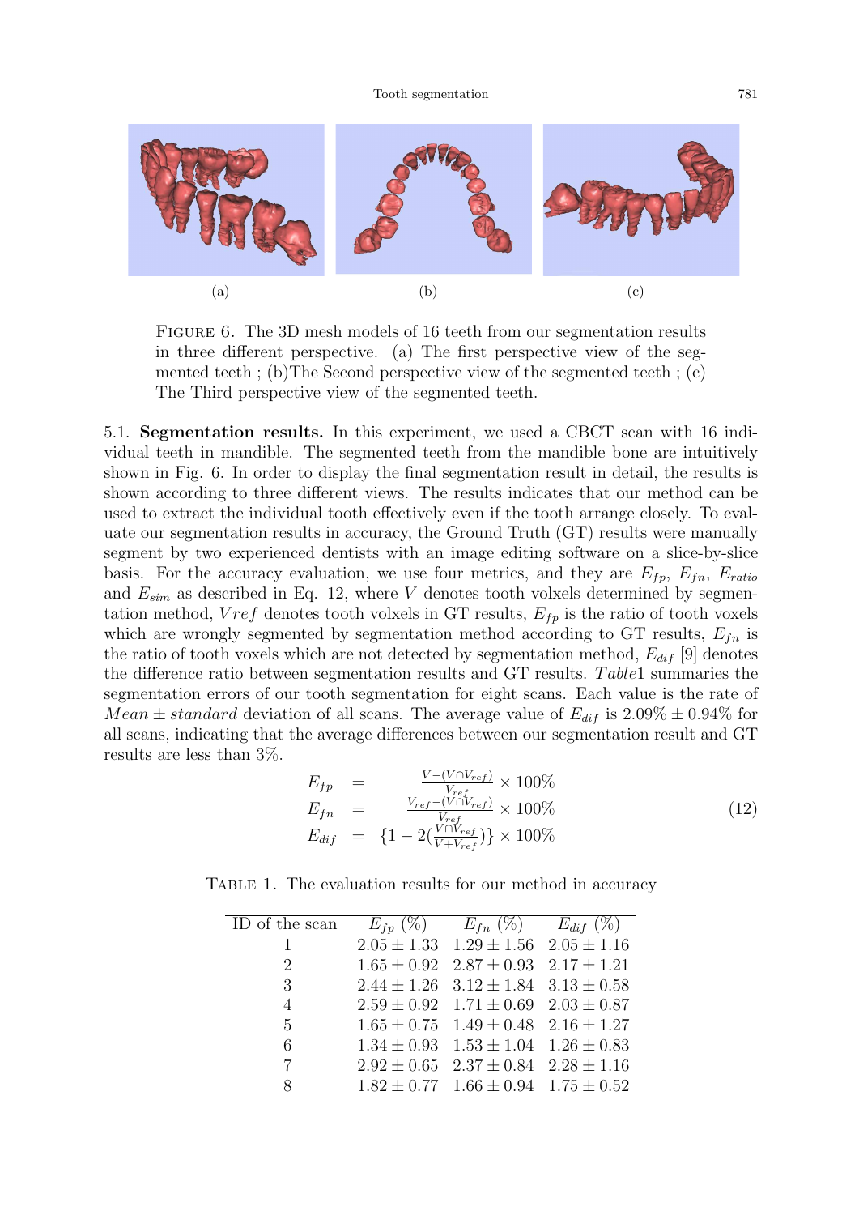(a) (b) (c)

FIGURE 6. The 3D mesh models of 16 teeth from our segmentation results in three different perspective. (a) The first perspective view of the segmented teeth ; (b)The Second perspective view of the segmented teeth ; (c) The Third perspective view of the segmented teeth.

5.1. **Segmentation results.** In this experiment, we used a CBCT scan with 16 individual teeth in mandible. The segmented teeth from the mandible bone are intuitively shown in Fig. 6. In order to display the final segmentation result in detail, the results is shown according to three different views. The results indicates that our method can be used to extract the individual tooth effectively even if the tooth arrange closely. To evaluate our segmentation results in accuracy, the Ground Truth (GT) results were manually segment by two experienced dentists with an image editing software on a slice-by-slice basis. For the accuracy evaluation, we use four metrics, and they are $E_{fp}$, $E_{fn}$, $E_{ratio}$ and $E_{sim}$ as described in Eq. 12, where $V$ denotes tooth volxels determined by segmentation method, $Vref$ denotes tooth volxels in GT results, $E_{fp}$ is the ratio of tooth voxels which are wrongly segmented by segmentation method according to GT results, $E_{fn}$ is the ratio of tooth voxels which are not detected by segmentation method, $E_{dif}$ [9] denotes the difference ratio between segmentation results and GT results. $Table$1 summaries the segmentation errors of our tooth segmentation for eight scans. Each value is the rate of $Mean \pm standard$ deviation of all scans. The average value of $E_{dif}$ is $2.09\% \pm 0.94\%$ for all scans, indicating that the average differences between our segmentation result and GT results are less than 3%.

$$
\begin{aligned}
E_{fp} &= \frac{V-(V \cap V_{ref})}{V_{ref}} \times 100\% \\
E_{fn} &= \frac{V_{ref}-(V \cap V_{ref})}{V_{ref}} \times 100\% \\
E_{dif} &= \{1 - 2(\frac{V \cap V_{ref}}{V+V_{ref}})\} \times 100\%
\end{aligned}
\tag{12}
$$

TABLE 1. The evaluation results for our method in accuracy

| ID of the scan | $E_{fp}$ (%) | $E_{fn}$ (%) | $E_{dif}$ (%) |
|---|---|---|---|
| 1 | $2.05 \pm 1.33$ | $1.29 \pm 1.56$ | $2.05 \pm 1.16$ |
| 2 | $1.65 \pm 0.92$ | $2.87 \pm 0.93$ | $2.17 \pm 1.21$ |
| 3 | $2.44 \pm 1.26$ | $3.12 \pm 1.84$ | $3.13 \pm 0.58$ |
| 4 | $2.59 \pm 0.92$ | $1.71 \pm 0.69$ | $2.03 \pm 0.87$ |
| 5 | $1.65 \pm 0.75$ | $1.49 \pm 0.48$ | $2.16 \pm 1.27$ |
| 6 | $1.34 \pm 0.93$ | $1.53 \pm 1.04$ | $1.26 \pm 0.83$ |
| 7 | $2.92 \pm 0.65$ | $2.37 \pm 0.84$ | $2.28 \pm 1.16$ |
| 8 | $1.82 \pm 0.77$ | $1.66 \pm 0.94$ | $1.75 \pm 0.52$ |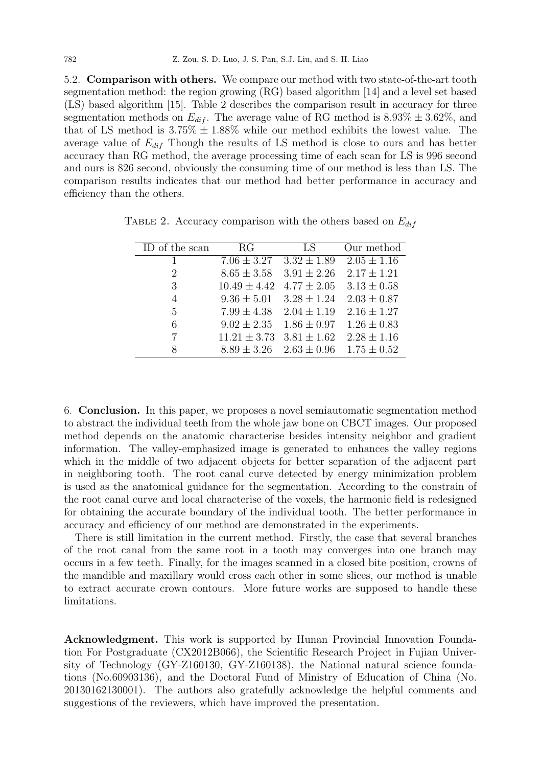5.2. **Comparison with others.** We compare our method with two state-of-the-art tooth segmentation method: the region growing (RG) based algorithm [14] and a level set based (LS) based algorithm [15]. Table 2 describes the comparison result in accuracy for three segmentation methods on $E_{dif}$. The average value of RG method is $8.93\% \pm 3.62\%$, and that of LS method is $3.75\% \pm 1.88\%$ while our method exhibits the lowest value. The average value of $E_{dif}$ Though the results of LS method is close to ours and has better accuracy than RG method, the average processing time of each scan for LS is 996 second and ours is 826 second, obviously the consuming time of our method is less than LS. The comparison results indicates that our method had better performance in accuracy and efficiency than the others.

Table 2. Accuracy comparison with the others based on $E_{dif}$

| ID of the scan | RG | LS | Our method |
|---|---|---|---|
| 1 | $7.06 \pm 3.27$ | $3.32 \pm 1.89$ | $2.05 \pm 1.16$ |
| 2 | $8.65 \pm 3.58$ | $3.91 \pm 2.26$ | $2.17 \pm 1.21$ |
| 3 | $10.49 \pm 4.42$ | $4.77 \pm 2.05$ | $3.13 \pm 0.58$ |
| 4 | $9.36 \pm 5.01$ | $3.28 \pm 1.24$ | $2.03 \pm 0.87$ |
| 5 | $7.99 \pm 4.38$ | $2.04 \pm 1.19$ | $2.16 \pm 1.27$ |
| 6 | $9.02 \pm 2.35$ | $1.86 \pm 0.97$ | $1.26 \pm 0.83$ |
| 7 | $11.21 \pm 3.73$ | $3.81 \pm 1.62$ | $2.28 \pm 1.16$ |
| 8 | $8.89 \pm 3.26$ | $2.63 \pm 0.96$ | $1.75 \pm 0.52$ |

6. **Conclusion.** In this paper, we proposes a novel semiautomatic segmentation method to abstract the individual teeth from the whole jaw bone on CBCT images. Our proposed method depends on the anatomic characterise besides intensity neighbor and gradient information. The valley-emphasized image is generated to enhances the valley regions which in the middle of two adjacent objects for better separation of the adjacent part in neighboring tooth. The root canal curve detected by energy minimization problem is used as the anatomical guidance for the segmentation. According to the constrain of the root canal curve and local characterise of the voxels, the harmonic field is redesigned for obtaining the accurate boundary of the individual tooth. The better performance in accuracy and efficiency of our method are demonstrated in the experiments.

There is still limitation in the current method. Firstly, the case that several branches of the root canal from the same root in a tooth may converges into one branch may occurs in a few teeth. Finally, for the images scanned in a closed bite position, crowns of the mandible and maxillary would cross each other in some slices, our method is unable to extract accurate crown contours. More future works are supposed to handle these limitations.

**Acknowledgment.** This work is supported by Hunan Provincial Innovation Foundation For Postgraduate (CX2012B066), the Scientific Research Project in Fujian University of Technology (GY-Z160130, GY-Z160138), the National natural science foundations (No.60903136), and the Doctoral Fund of Ministry of Education of China (No. 20130162130001). The authors also gratefully acknowledge the helpful comments and suggestions of the reviewers, which have improved the presentation.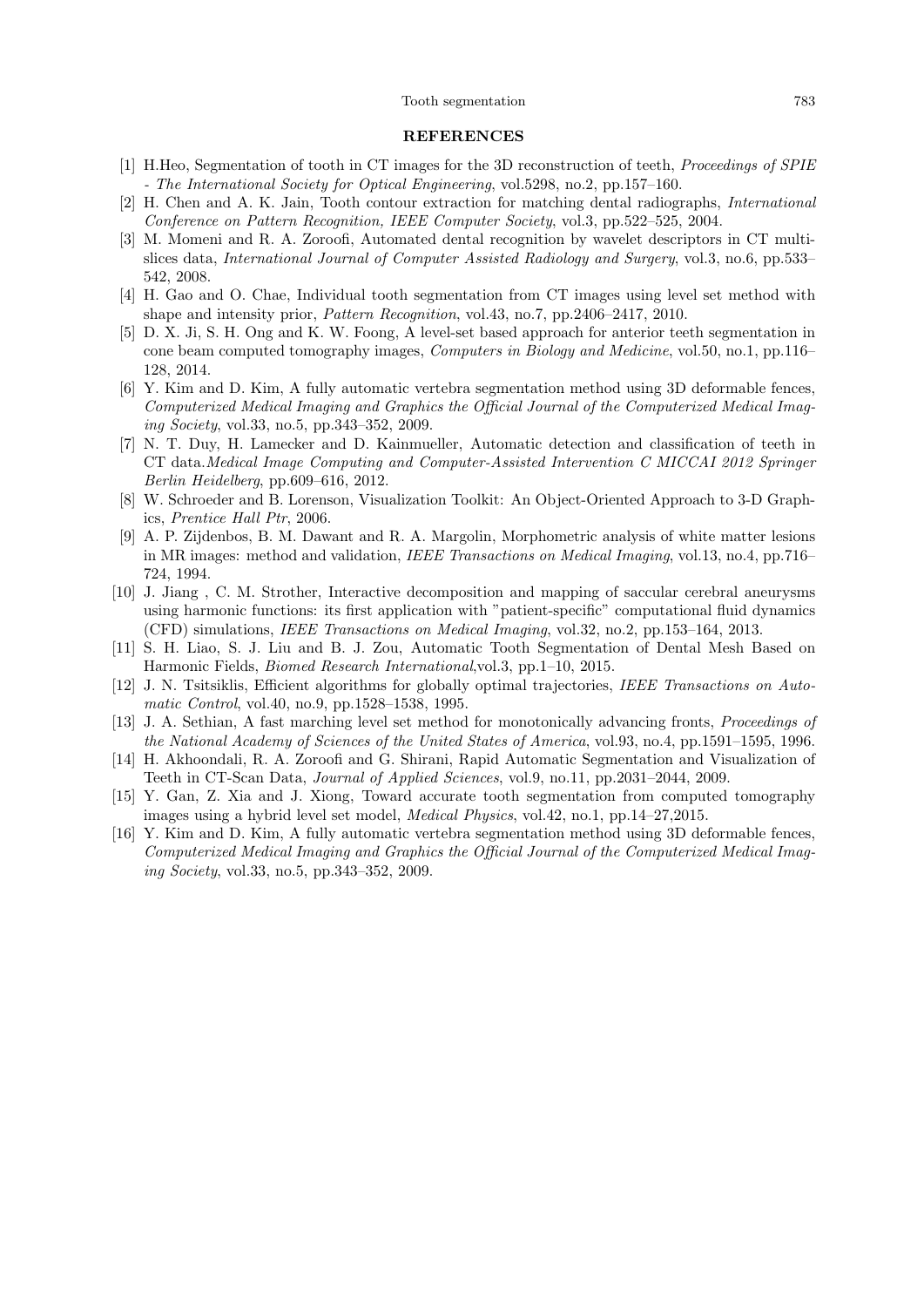## REFERENCES

[1] H.Heo, Segmentation of tooth in CT images for the 3D reconstruction of teeth, *Proceedings of SPIE - The International Society for Optical Engineering*, vol.5298, no.2, pp.157–160.

[2] H. Chen and A. K. Jain, Tooth contour extraction for matching dental radiographs, *International Conference on Pattern Recognition, IEEE Computer Society*, vol.3, pp.522–525, 2004.

[3] M. Momeni and R. A. Zoroofi, Automated dental recognition by wavelet descriptors in CT multi-slices data, *International Journal of Computer Assisted Radiology and Surgery*, vol.3, no.6, pp.533–542, 2008.

[4] H. Gao and O. Chae, Individual tooth segmentation from CT images using level set method with shape and intensity prior, *Pattern Recognition*, vol.43, no.7, pp.2406–2417, 2010.

[5] D. X. Ji, S. H. Ong and K. W. Foong, A level-set based approach for anterior teeth segmentation in cone beam computed tomography images, *Computers in Biology and Medicine*, vol.50, no.1, pp.116–128, 2014.

[6] Y. Kim and D. Kim, A fully automatic vertebra segmentation method using 3D deformable fences, *Computerized Medical Imaging and Graphics the Official Journal of the Computerized Medical Imaging Society*, vol.33, no.5, pp.343–352, 2009.

[7] N. T. Duy, H. Lamecker and D. Kainmueller, Automatic detection and classification of teeth in CT data.*Medical Image Computing and Computer-Assisted Intervention C MICCAI 2012 Springer Berlin Heidelberg*, pp.609–616, 2012.

[8] W. Schroeder and B. Lorenson, Visualization Toolkit: An Object-Oriented Approach to 3-D Graphics, *Prentice Hall Ptr*, 2006.

[9] A. P. Zijdenbos, B. M. Dawant and R. A. Margolin, Morphometric analysis of white matter lesions in MR images: method and validation, *IEEE Transactions on Medical Imaging*, vol.13, no.4, pp.716–724, 1994.

[10] J. Jiang , C. M. Strother, Interactive decomposition and mapping of saccular cerebral aneurysms using harmonic functions: its first application with "patient-specific" computational fluid dynamics (CFD) simulations, *IEEE Transactions on Medical Imaging*, vol.32, no.2, pp.153–164, 2013.

[11] S. H. Liao, S. J. Liu and B. J. Zou, Automatic Tooth Segmentation of Dental Mesh Based on Harmonic Fields, *Biomed Research International*,vol.3, pp.1–10, 2015.

[12] J. N. Tsitsiklis, Efficient algorithms for globally optimal trajectories, *IEEE Transactions on Automatic Control*, vol.40, no.9, pp.1528–1538, 1995.

[13] J. A. Sethian, A fast marching level set method for monotonically advancing fronts, *Proceedings of the National Academy of Sciences of the United States of America*, vol.93, no.4, pp.1591–1595, 1996.

[14] H. Akhoondali, R. A. Zoroofi and G. Shirani, Rapid Automatic Segmentation and Visualization of Teeth in CT-Scan Data, *Journal of Applied Sciences*, vol.9, no.11, pp.2031–2044, 2009.

[15] Y. Gan, Z. Xia and J. Xiong, Toward accurate tooth segmentation from computed tomography images using a hybrid level set model, *Medical Physics*, vol.42, no.1, pp.14–27,2015.

[16] Y. Kim and D. Kim, A fully automatic vertebra segmentation method using 3D deformable fences, *Computerized Medical Imaging and Graphics the Official Journal of the Computerized Medical Imaging Society*, vol.33, no.5, pp.343–352, 2009.